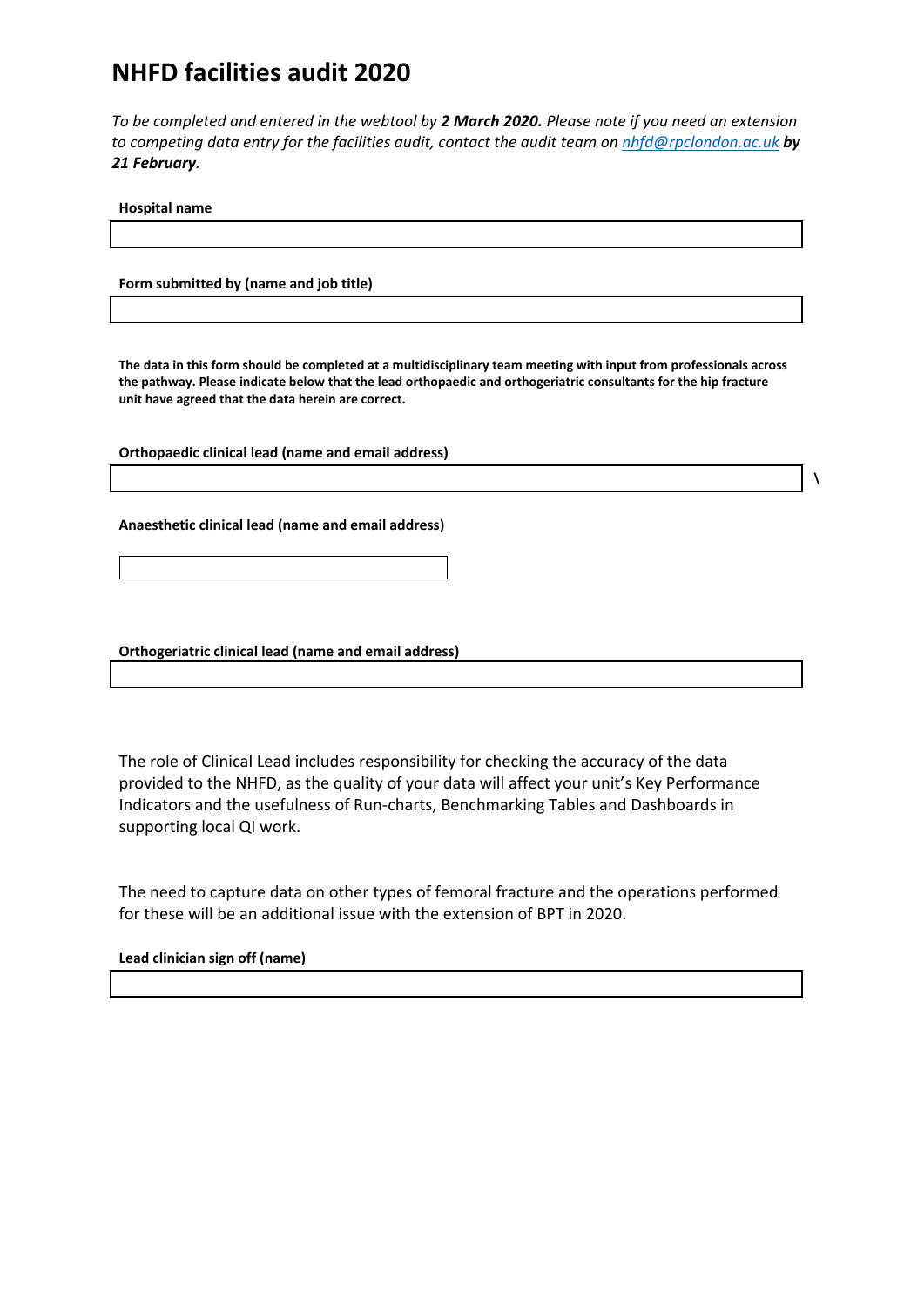# NHFD facilities audit 2020

*To be completed and entered in the webtool by **2 March 2020.** Please note if you need an extension to competing data entry for the facilities audit, contact the audit team on [nhfd@rpclondon.ac.uk](mailto:nhfd@rpclondon.ac.uk) **by 21 February**.*

**Hospital name**

**Form submitted by (name and job title)**

**The data in this form should be completed at a multidisciplinary team meeting with input from professionals across the pathway. Please indicate below that the lead orthopaedic and orthogeriatric consultants for the hip fracture unit have agreed that the data herein are correct.**

**Orthopaedic clinical lead (name and email address)**

\

**Anaesthetic clinical lead (name and email address)**

**Orthogeriatric clinical lead (name and email address)**

The role of Clinical Lead includes responsibility for checking the accuracy of the data provided to the NHFD, as the quality of your data will affect your unit's Key Performance Indicators and the usefulness of Run-charts, Benchmarking Tables and Dashboards in supporting local QI work.

The need to capture data on other types of femoral fracture and the operations performed for these will be an additional issue with the extension of BPT in 2020.

**Lead clinician sign off (name)**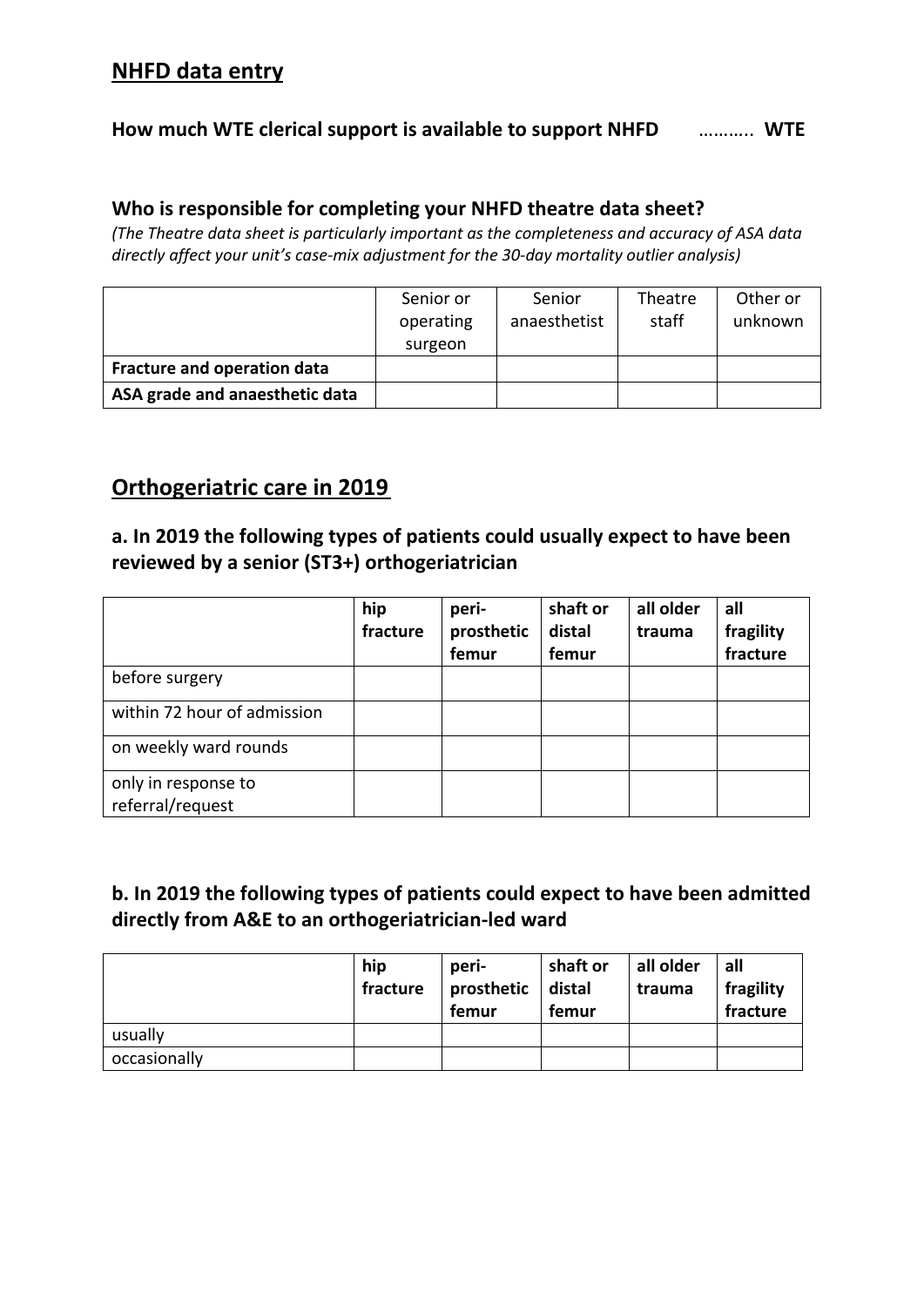## NHFD data entry

**How much WTE clerical support is available to support NHFD** ……….. **WTE**

**Who is responsible for completing your NHFD theatre data sheet?**

*(The Theatre data sheet is particularly important as the completeness and accuracy of ASA data directly affect your unit's case-mix adjustment for the 30-day mortality outlier analysis)*

| | Senior or operating surgeon | Senior anaesthetist | Theatre staff | Other or unknown |
|---|---|---|---|---|
| **Fracture and operation data** | | | | |
| **ASA grade and anaesthetic data** | | | | |

## Orthogeriatric care in 2019

### a. In 2019 the following types of patients could usually expect to have been reviewed by a senior (ST3+) orthogeriatrician

| | **hip fracture** | **peri-prosthetic femur** | **shaft or distal femur** | **all older trauma** | **all fragility fracture** |
|---|---|---|---|---|---|
| before surgery | | | | | |
| within 72 hour of admission | | | | | |
| on weekly ward rounds | | | | | |
| only in response to referral/request | | | | | |

### b. In 2019 the following types of patients could expect to have been admitted directly from A&E to an orthogeriatrician-led ward

| | **hip fracture** | **peri-prosthetic femur** | **shaft or distal femur** | **all older trauma** | **all fragility fracture** |
|---|---|---|---|---|---|
| usually | | | | | |
| occasionally | | | | | |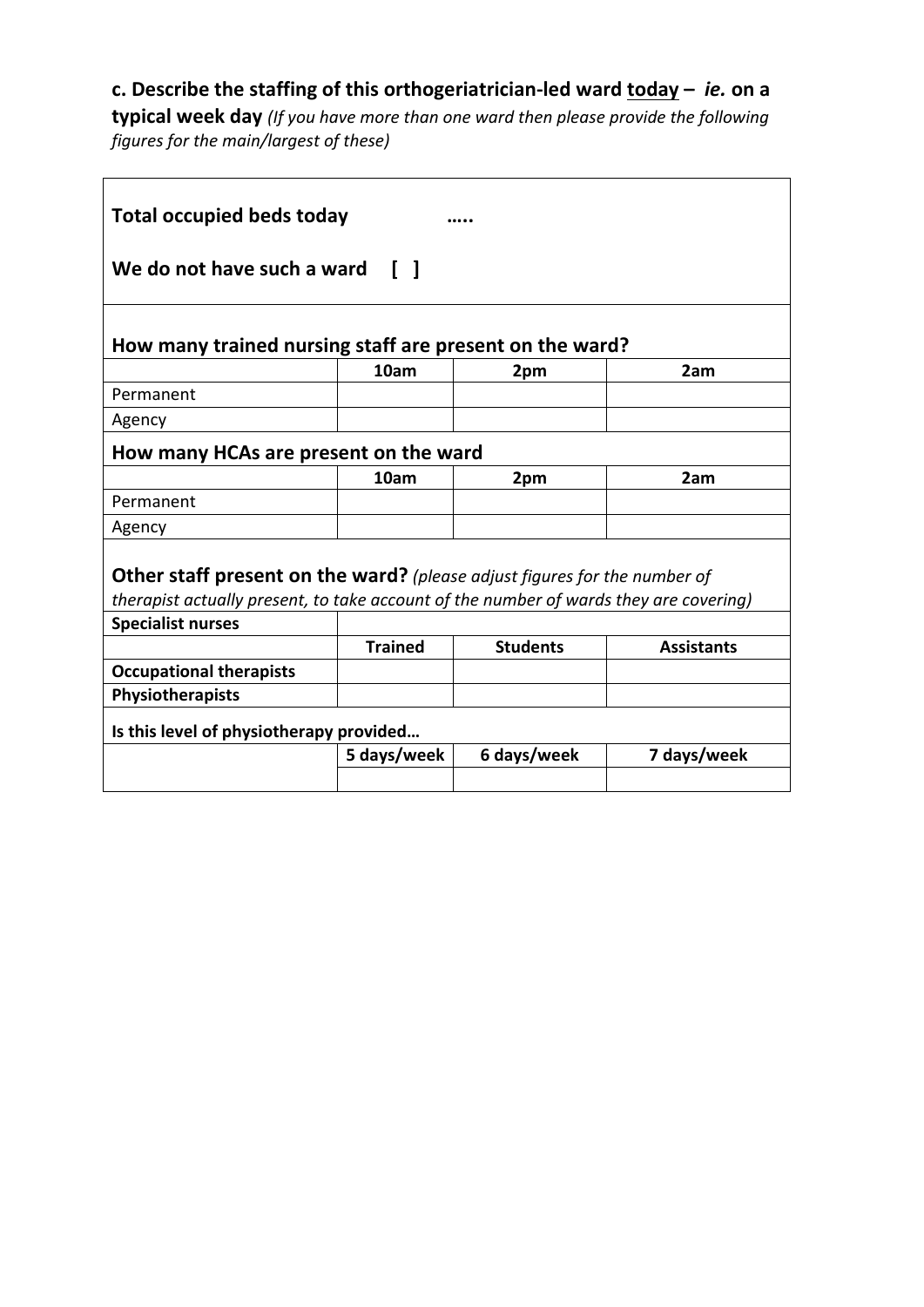**c. Describe the staffing of this orthogeriatrician-led ward <u>today</u> – *ie.* on a typical week day** *(If you have more than one ward then please provide the following figures for the main/largest of these)*

**Total occupied beds today** …..

**We do not have such a ward [ ]**

**How many trained nursing staff are present on the ward?**

| | **10am** | **2pm** | **2am** |
|---|---|---|---|
| Permanent | | | |
| Agency | | | |

**How many HCAs are present on the ward**

| | **10am** | **2pm** | **2am** |
|---|---|---|---|
| Permanent | | | |
| Agency | | | |

**Other staff present on the ward?** *(please adjust figures for the number of therapist actually present, to take account of the number of wards they are covering)*

| **Specialist nurses** | | | |
|---|---|---|---|
| | **Trained** | **Students** | **Assistants** |
| **Occupational therapists** | | | |
| **Physiotherapists** | | | |

**Is this level of physiotherapy provided…**

| | **5 days/week** | **6 days/week** | **7 days/week** |
|---|---|---|---|
| | | | |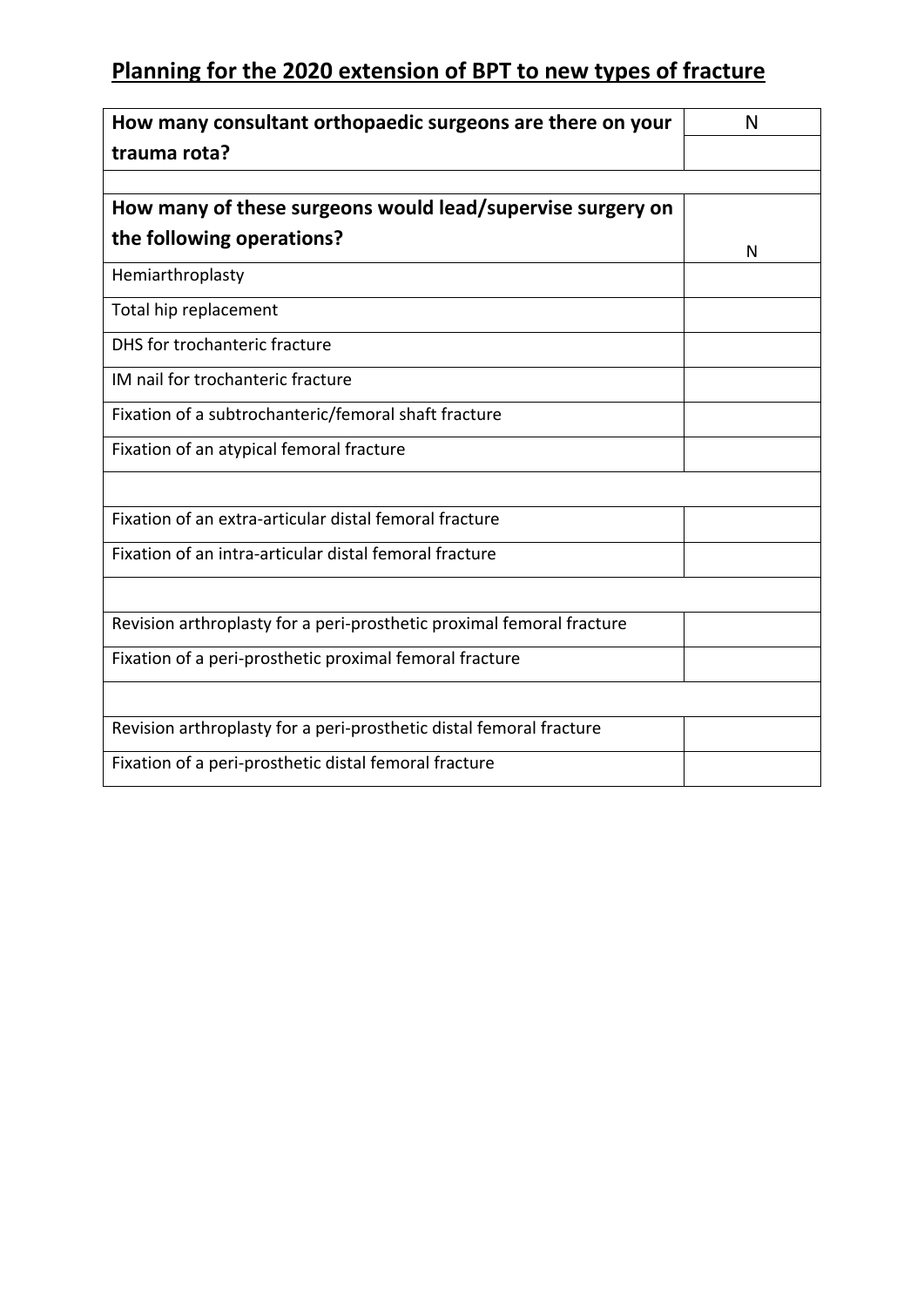## Planning for the 2020 extension of BPT to new types of fracture

| How many consultant orthopaedic surgeons are there on your trauma rota? | N |
|---|---|
| | |
| | |
| **How many of these surgeons would lead/supervise surgery on the following operations?** | N |
| Hemiarthroplasty | |
| Total hip replacement | |
| DHS for trochanteric fracture | |
| IM nail for trochanteric fracture | |
| Fixation of a subtrochanteric/femoral shaft fracture | |
| Fixation of an atypical femoral fracture | |
| | |
| Fixation of an extra-articular distal femoral fracture | |
| Fixation of an intra-articular distal femoral fracture | |
| | |
| Revision arthroplasty for a peri-prosthetic proximal femoral fracture | |
| Fixation of a peri-prosthetic proximal femoral fracture | |
| | |
| Revision arthroplasty for a peri-prosthetic distal femoral fracture | |
| Fixation of a peri-prosthetic distal femoral fracture | |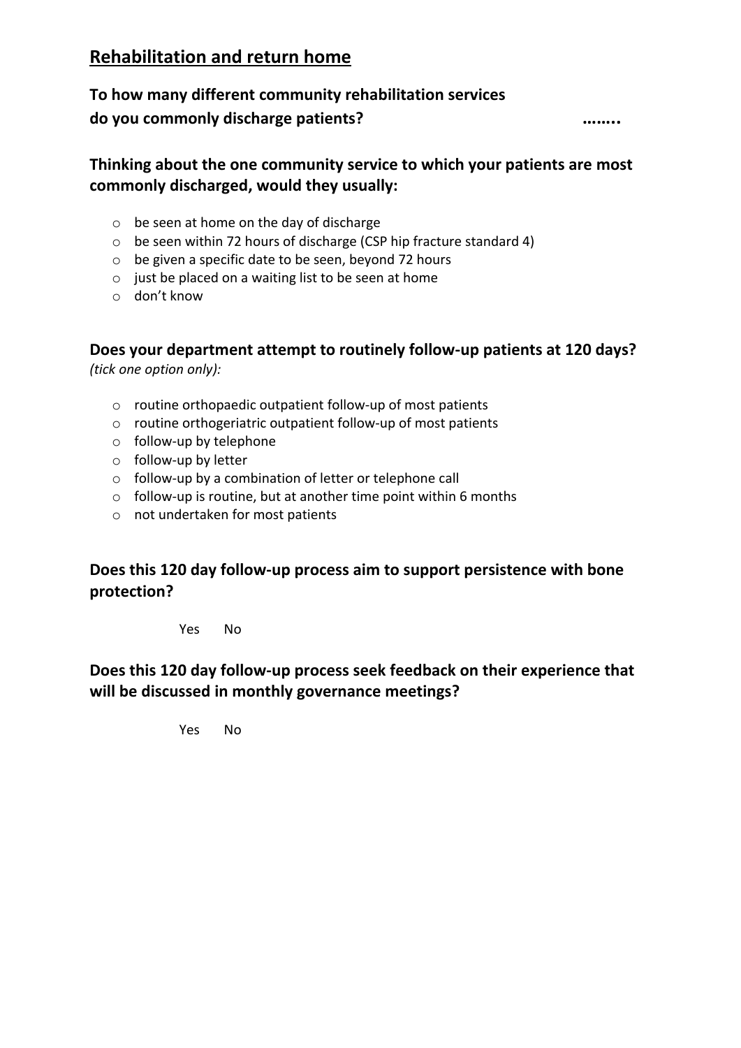## Rehabilitation and return home

**To how many different community rehabilitation services do you commonly discharge patients?** ……..

**Thinking about the one community service to which your patients are most commonly discharged, would they usually:**

- be seen at home on the day of discharge
- be seen within 72 hours of discharge (CSP hip fracture standard 4)
- be given a specific date to be seen, beyond 72 hours
- just be placed on a waiting list to be seen at home
- don't know

**Does your department attempt to routinely follow-up patients at 120 days?**
*(tick one option only):*

- routine orthopaedic outpatient follow-up of most patients
- routine orthogeriatric outpatient follow-up of most patients
- follow-up by telephone
- follow-up by letter
- follow-up by a combination of letter or telephone call
- follow-up is routine, but at another time point within 6 months
- not undertaken for most patients

**Does this 120 day follow-up process aim to support persistence with bone protection?**

Yes No

**Does this 120 day follow-up process seek feedback on their experience that will be discussed in monthly governance meetings?**

Yes No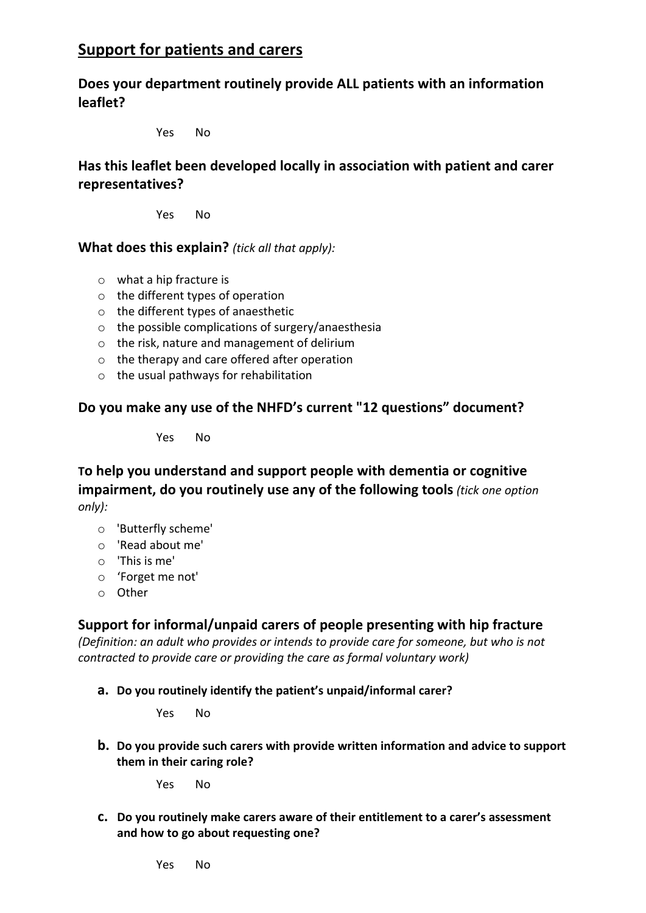## Support for patients and carers

### Does your department routinely provide ALL patients with an information leaflet?

Yes No

### Has this leaflet been developed locally in association with patient and carer representatives?

Yes No

### What does this explain? *(tick all that apply):*

- what a hip fracture is
- the different types of operation
- the different types of anaesthetic
- the possible complications of surgery/anaesthesia
- the risk, nature and management of delirium
- the therapy and care offered after operation
- the usual pathways for rehabilitation

### Do you make any use of the NHFD's current "12 questions" document?

Yes No

### To help you understand and support people with dementia or cognitive impairment, do you routinely use any of the following tools *(tick one option only):*

- 'Butterfly scheme'
- 'Read about me'
- 'This is me'
- 'Forget me not'
- Other

### Support for informal/unpaid carers of people presenting with hip fracture

*(Definition: an adult who provides or intends to provide care for someone, but who is not contracted to provide care or providing the care as formal voluntary work)*

**a. Do you routinely identify the patient's unpaid/informal carer?**

Yes No

**b. Do you provide such carers with provide written information and advice to support them in their caring role?**

Yes No

**c. Do you routinely make carers aware of their entitlement to a carer's assessment and how to go about requesting one?**

Yes No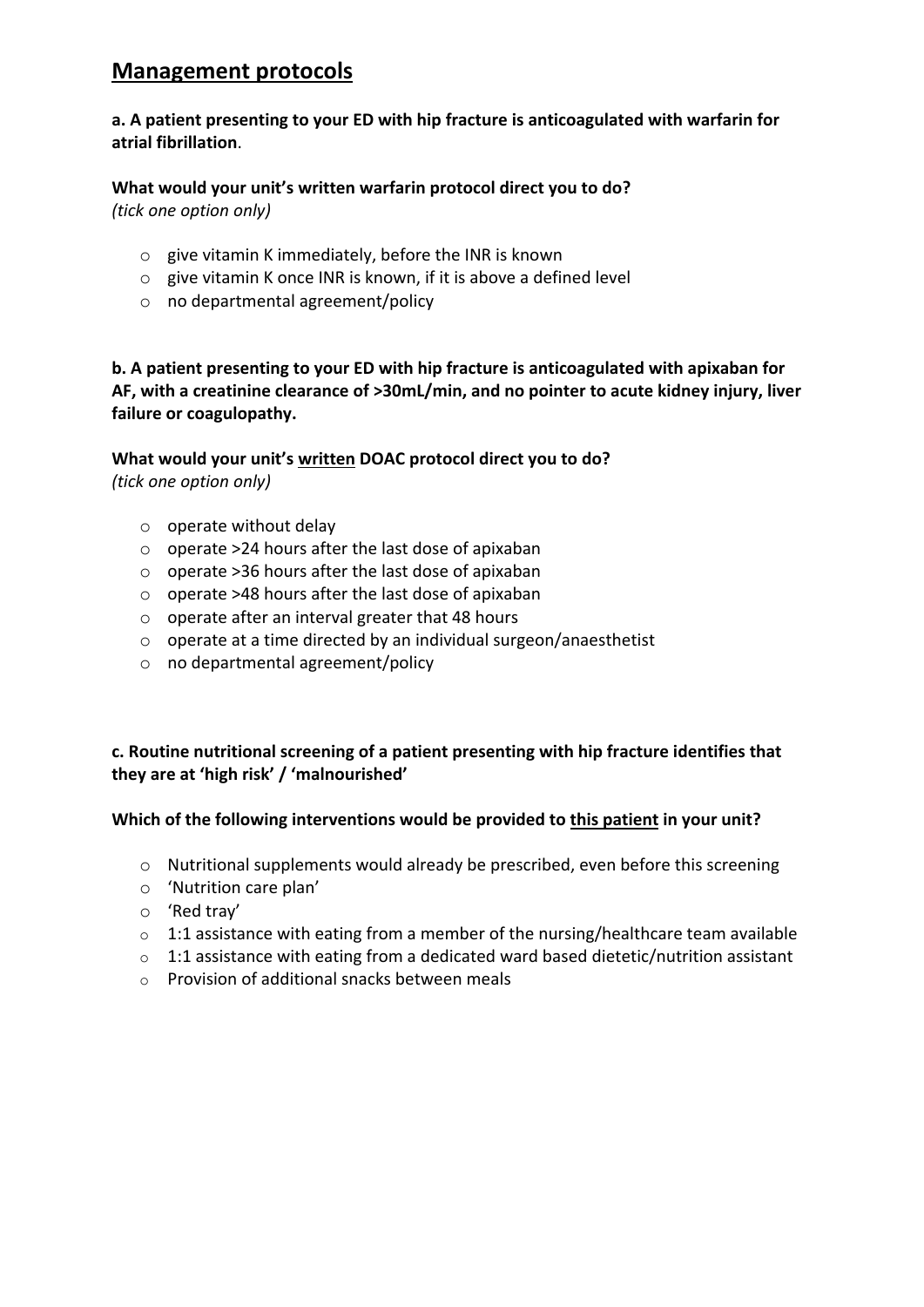# Management protocols

**a. A patient presenting to your ED with hip fracture is anticoagulated with warfarin for atrial fibrillation**.

**What would your unit's written warfarin protocol direct you to do?**
*(tick one option only)*

- give vitamin K immediately, before the INR is known
- give vitamin K once INR is known, if it is above a defined level
- no departmental agreement/policy

**b. A patient presenting to your ED with hip fracture is anticoagulated with apixaban for AF, with a creatinine clearance of >30mL/min, and no pointer to acute kidney injury, liver failure or coagulopathy.**

**What would your unit's <u>written</u> DOAC protocol direct you to do?**
*(tick one option only)*

- operate without delay
- operate >24 hours after the last dose of apixaban
- operate >36 hours after the last dose of apixaban
- operate >48 hours after the last dose of apixaban
- operate after an interval greater that 48 hours
- operate at a time directed by an individual surgeon/anaesthetist
- no departmental agreement/policy

**c. Routine nutritional screening of a patient presenting with hip fracture identifies that they are at 'high risk' / 'malnourished'**

**Which of the following interventions would be provided to <u>this patient</u> in your unit?**

- Nutritional supplements would already be prescribed, even before this screening
- 'Nutrition care plan'
- 'Red tray'
- 1:1 assistance with eating from a member of the nursing/healthcare team available
- 1:1 assistance with eating from a dedicated ward based dietetic/nutrition assistant
- Provision of additional snacks between meals